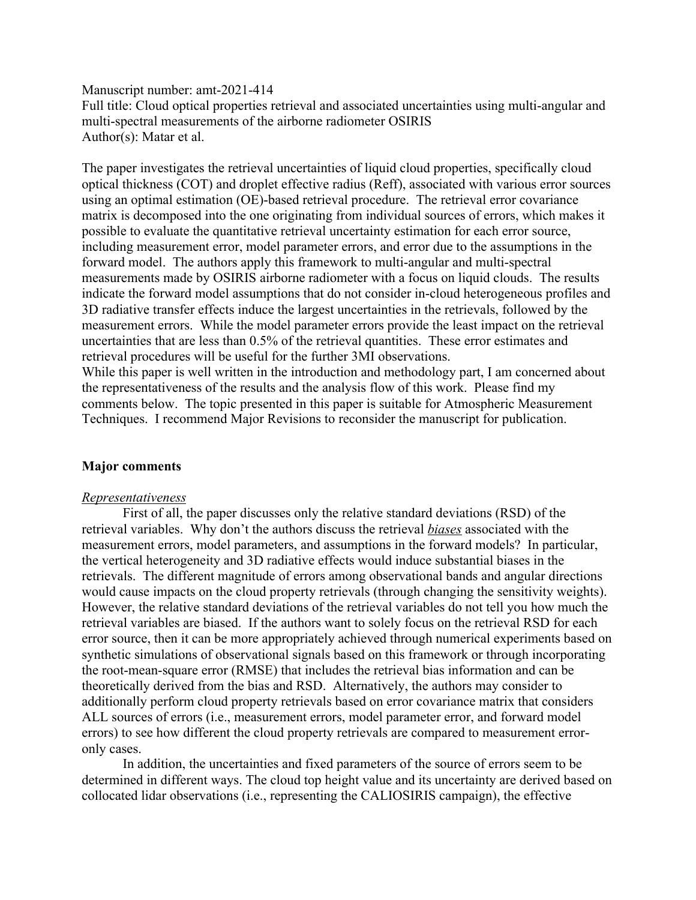Manuscript number: amt-2021-414

Full title: Cloud optical properties retrieval and associated uncertainties using multi-angular and multi-spectral measurements of the airborne radiometer OSIRIS

Author(s): Matar et al.

The paper investigates the retrieval uncertainties of liquid cloud properties, specifically cloud optical thickness (COT) and droplet effective radius (Reff), associated with various error sources using an optimal estimation (OE)-based retrieval procedure. The retrieval error covariance matrix is decomposed into the one originating from individual sources of errors, which makes it possible to evaluate the quantitative retrieval uncertainty estimation for each error source, including measurement error, model parameter errors, and error due to the assumptions in the forward model. The authors apply this framework to multi-angular and multi-spectral measurements made by OSIRIS airborne radiometer with a focus on liquid clouds. The results indicate the forward model assumptions that do not consider in-cloud heterogeneous profiles and 3D radiative transfer effects induce the largest uncertainties in the retrievals, followed by the measurement errors. While the model parameter errors provide the least impact on the retrieval uncertainties that are less than 0.5% of the retrieval quantities. These error estimates and retrieval procedures will be useful for the further 3MI observations.

While this paper is well written in the introduction and methodology part, I am concerned about the representativeness of the results and the analysis flow of this work. Please find my comments below. The topic presented in this paper is suitable for Atmospheric Measurement Techniques. I recommend Major Revisions to reconsider the manuscript for publication.

**Major comments**

*Representativeness*

First of all, the paper discusses only the relative standard deviations (RSD) of the retrieval variables. Why don't the authors discuss the retrieval ***biases*** associated with the measurement errors, model parameters, and assumptions in the forward models? In particular, the vertical heterogeneity and 3D radiative effects would induce substantial biases in the retrievals. The different magnitude of errors among observational bands and angular directions would cause impacts on the cloud property retrievals (through changing the sensitivity weights). However, the relative standard deviations of the retrieval variables do not tell you how much the retrieval variables are biased. If the authors want to solely focus on the retrieval RSD for each error source, then it can be more appropriately achieved through numerical experiments based on synthetic simulations of observational signals based on this framework or through incorporating the root-mean-square error (RMSE) that includes the retrieval bias information and can be theoretically derived from the bias and RSD. Alternatively, the authors may consider to additionally perform cloud property retrievals based on error covariance matrix that considers ALL sources of errors (i.e., measurement errors, model parameter error, and forward model errors) to see how different the cloud property retrievals are compared to measurement error-only cases.

In addition, the uncertainties and fixed parameters of the source of errors seem to be determined in different ways. The cloud top height value and its uncertainty are derived based on collocated lidar observations (i.e., representing the CALIOSIRIS campaign), the effective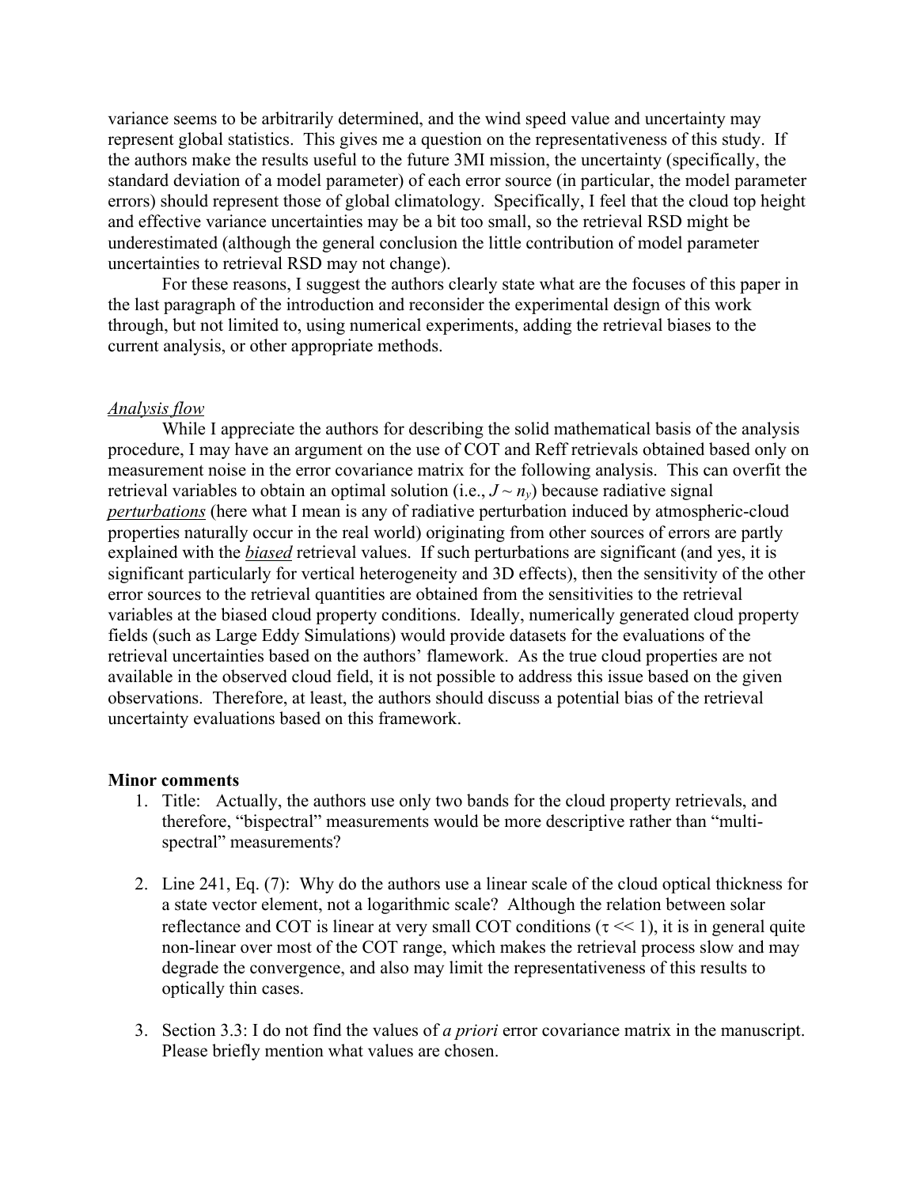variance seems to be arbitrarily determined, and the wind speed value and uncertainty may represent global statistics. This gives me a question on the representativeness of this study. If the authors make the results useful to the future 3MI mission, the uncertainty (specifically, the standard deviation of a model parameter) of each error source (in particular, the model parameter errors) should represent those of global climatology. Specifically, I feel that the cloud top height and effective variance uncertainties may be a bit too small, so the retrieval RSD might be underestimated (although the general conclusion the little contribution of model parameter uncertainties to retrieval RSD may not change).

For these reasons, I suggest the authors clearly state what are the focuses of this paper in the last paragraph of the introduction and reconsider the experimental design of this work through, but not limited to, using numerical experiments, adding the retrieval biases to the current analysis, or other appropriate methods.

<u>*Analysis flow*</u>

While I appreciate the authors for describing the solid mathematical basis of the analysis procedure, I may have an argument on the use of COT and Reff retrievals obtained based only on measurement noise in the error covariance matrix for the following analysis. This can overfit the retrieval variables to obtain an optimal solution (i.e., $J \sim n_y$) because radiative signal <u>*perturbations*</u> (here what I mean is any of radiative perturbation induced by atmospheric-cloud properties naturally occur in the real world) originating from other sources of errors are partly explained with the <u>***biased***</u> retrieval values. If such perturbations are significant (and yes, it is significant particularly for vertical heterogeneity and 3D effects), then the sensitivity of the other error sources to the retrieval quantities are obtained from the sensitivities to the retrieval variables at the biased cloud property conditions. Ideally, numerically generated cloud property fields (such as Large Eddy Simulations) would provide datasets for the evaluations of the retrieval uncertainties based on the authors' flamework. As the true cloud properties are not available in the observed cloud field, it is not possible to address this issue based on the given observations. Therefore, at least, the authors should discuss a potential bias of the retrieval uncertainty evaluations based on this framework.

**Minor comments**

1. Title: Actually, the authors use only two bands for the cloud property retrievals, and therefore, "bispectral" measurements would be more descriptive rather than "multi-spectral" measurements?

2. Line 241, Eq. (7): Why do the authors use a linear scale of the cloud optical thickness for a state vector element, not a logarithmic scale? Although the relation between solar reflectance and COT is linear at very small COT conditions ($\tau << 1$), it is in general quite non-linear over most of the COT range, which makes the retrieval process slow and may degrade the convergence, and also may limit the representativeness of this results to optically thin cases.

3. Section 3.3: I do not find the values of *a priori* error covariance matrix in the manuscript. Please briefly mention what values are chosen.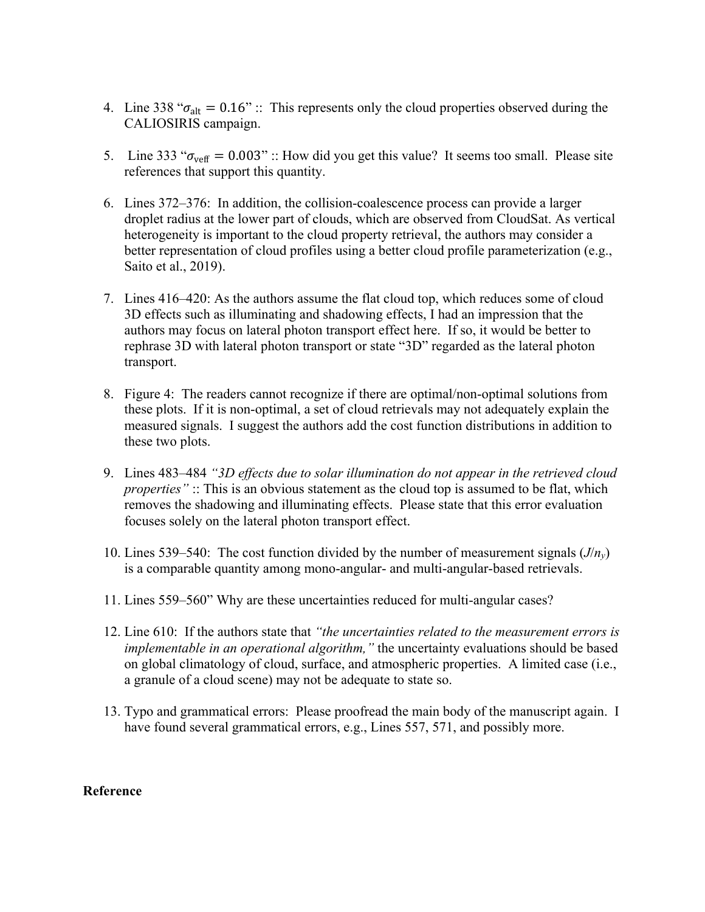4. Line 338 "$\sigma_{\text{alt}} = 0.16$" :: This represents only the cloud properties observed during the CALIOSIRIS campaign.

5. Line 333 "$\sigma_{\text{veff}} = 0.003$" :: How did you get this value? It seems too small. Please site references that support this quantity.

6. Lines 372–376: In addition, the collision-coalescence process can provide a larger droplet radius at the lower part of clouds, which are observed from CloudSat. As vertical heterogeneity is important to the cloud property retrieval, the authors may consider a better representation of cloud profiles using a better cloud profile parameterization (e.g., Saito et al., 2019).

7. Lines 416–420: As the authors assume the flat cloud top, which reduces some of cloud 3D effects such as illuminating and shadowing effects, I had an impression that the authors may focus on lateral photon transport effect here. If so, it would be better to rephrase 3D with lateral photon transport or state "3D" regarded as the lateral photon transport.

8. Figure 4: The readers cannot recognize if there are optimal/non-optimal solutions from these plots. If it is non-optimal, a set of cloud retrievals may not adequately explain the measured signals. I suggest the authors add the cost function distributions in addition to these two plots.

9. Lines 483–484 *"3D effects due to solar illumination do not appear in the retrieved cloud properties"* :: This is an obvious statement as the cloud top is assumed to be flat, which removes the shadowing and illuminating effects. Please state that this error evaluation focuses solely on the lateral photon transport effect.

10. Lines 539–540: The cost function divided by the number of measurement signals ($J/n_y$) is a comparable quantity among mono-angular- and multi-angular-based retrievals.

11. Lines 559–560" Why are these uncertainties reduced for multi-angular cases?

12. Line 610: If the authors state that *"the uncertainties related to the measurement errors is implementable in an operational algorithm,"* the uncertainty evaluations should be based on global climatology of cloud, surface, and atmospheric properties. A limited case (i.e., a granule of a cloud scene) may not be adequate to state so.

13. Typo and grammatical errors: Please proofread the main body of the manuscript again. I have found several grammatical errors, e.g., Lines 557, 571, and possibly more.

**Reference**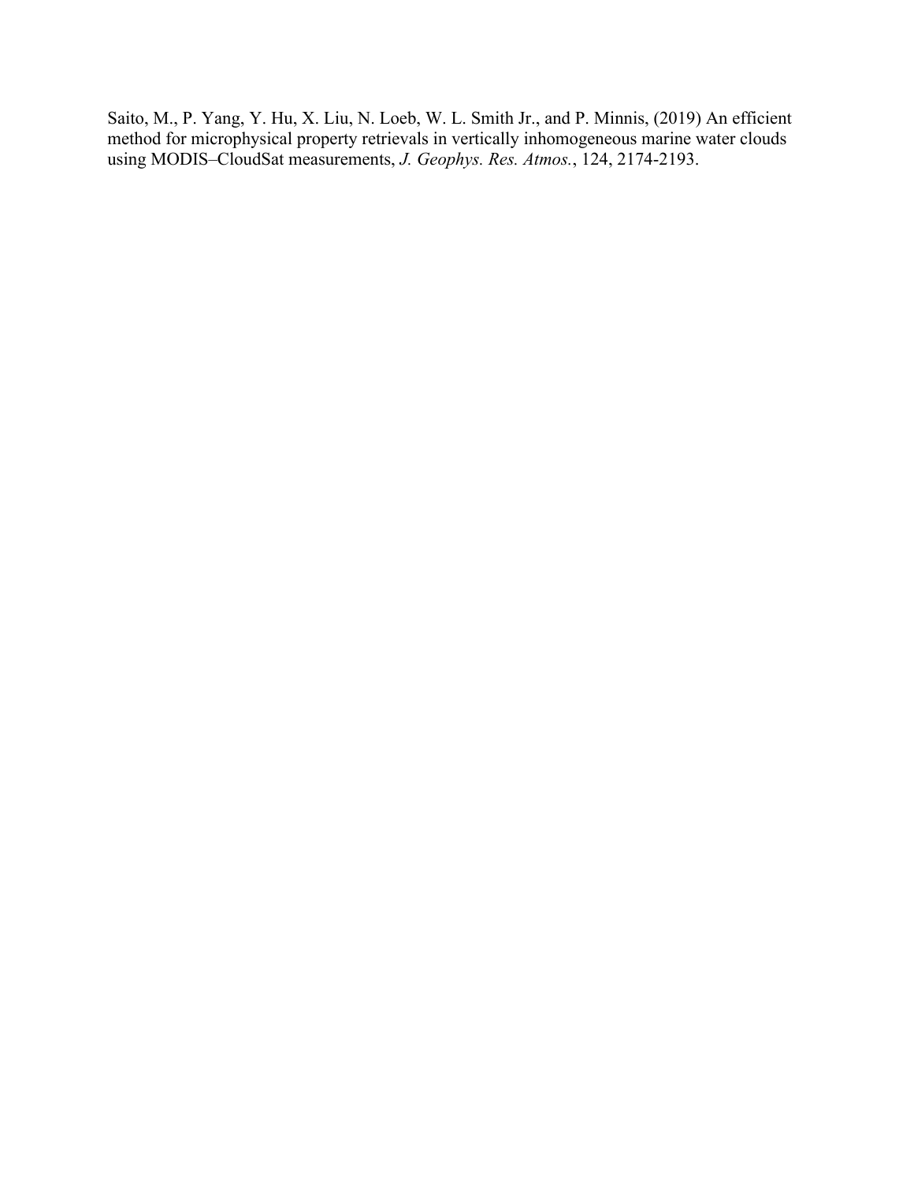Saito, M., P. Yang, Y. Hu, X. Liu, N. Loeb, W. L. Smith Jr., and P. Minnis, (2019) An efficient method for microphysical property retrievals in vertically inhomogeneous marine water clouds using MODIS–CloudSat measurements, *J. Geophys. Res. Atmos.*, 124, 2174-2193.